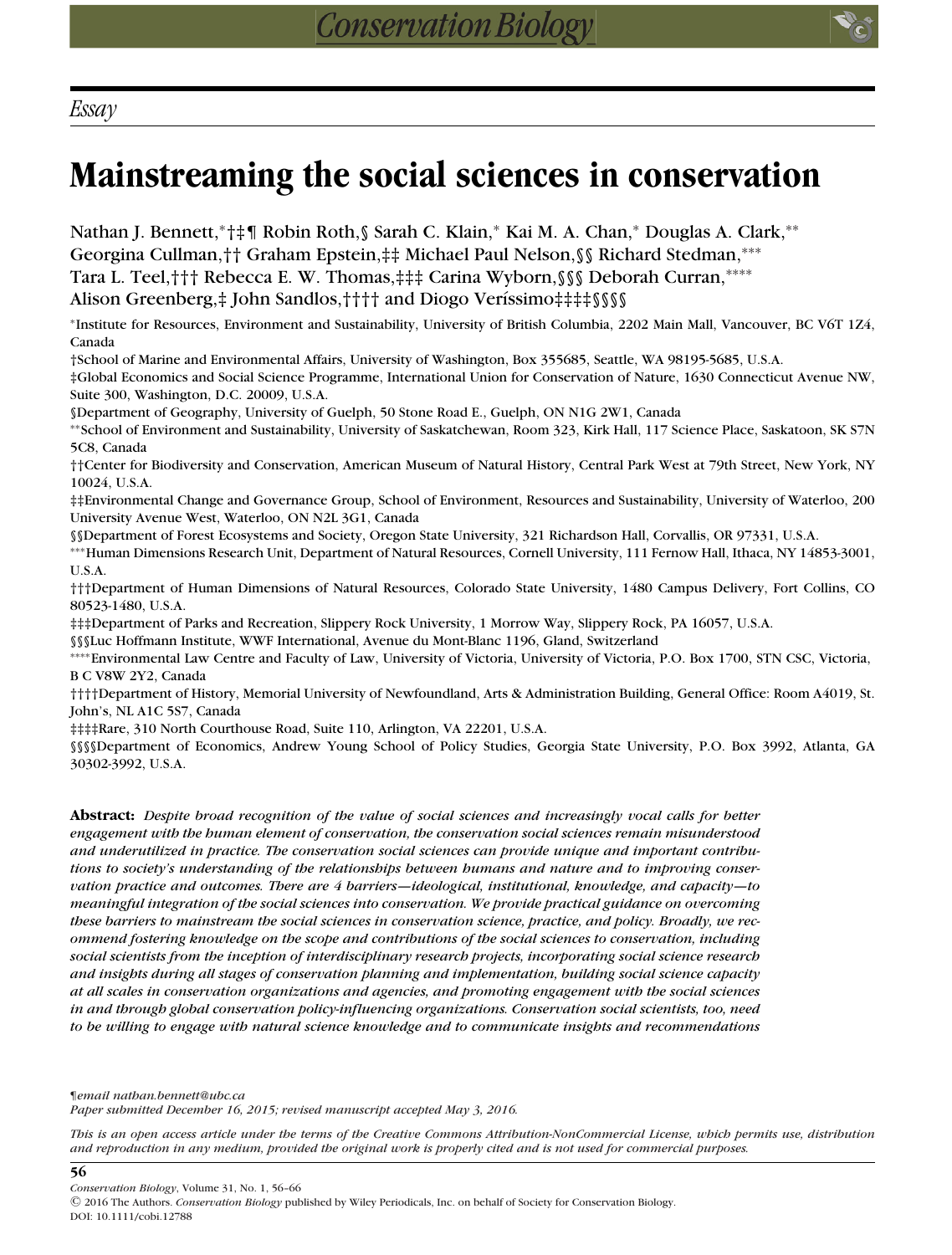*Essay*

# Mainstreaming the social sciences in conservation

Nathan J. Bennett,[∗†‡¶] Robin Roth,[§] Sarah C. Klain,[∗] Kai M. A. Chan,[∗] Douglas A. Clark,[∗∗] Georgina Cullman,[††] Graham Epstein,[‡‡] Michael Paul Nelson,[§§] Richard Stedman,[∗∗∗] Tara L. Teel,[†††] Rebecca E. W. Thomas,[‡‡‡] Carina Wyborn,[§§§] Deborah Curran,[∗∗∗∗] Alison Greenberg,[‡] John Sandlos,[††††] and Diogo Veríssimo[‡‡‡‡§§§§]

[∗]Institute for Resources, Environment and Sustainability, University of British Columbia, 2202 Main Mall, Vancouver, BC V6T 1Z4, Canada

[†]School of Marine and Environmental Affairs, University of Washington, Box 355685, Seattle, WA 98195-5685, U.S.A.

[‡]Global Economics and Social Science Programme, International Union for Conservation of Nature, 1630 Connecticut Avenue NW, Suite 300, Washington, D.C. 20009, U.S.A.

[§]Department of Geography, University of Guelph, 50 Stone Road E., Guelph, ON N1G 2W1, Canada

[∗∗]School of Environment and Sustainability, University of Saskatchewan, Room 323, Kirk Hall, 117 Science Place, Saskatoon, SK S7N 5C8, Canada

[††]Center for Biodiversity and Conservation, American Museum of Natural History, Central Park West at 79th Street, New York, NY 10024, U.S.A.

[‡‡]Environmental Change and Governance Group, School of Environment, Resources and Sustainability, University of Waterloo, 200 University Avenue West, Waterloo, ON N2L 3G1, Canada

[§§]Department of Forest Ecosystems and Society, Oregon State University, 321 Richardson Hall, Corvallis, OR 97331, U.S.A.

[∗∗∗]Human Dimensions Research Unit, Department of Natural Resources, Cornell University, 111 Fernow Hall, Ithaca, NY 14853-3001, U.S.A.

[†††]Department of Human Dimensions of Natural Resources, Colorado State University, 1480 Campus Delivery, Fort Collins, CO 80523-1480, U.S.A.

[‡‡‡]Department of Parks and Recreation, Slippery Rock University, 1 Morrow Way, Slippery Rock, PA 16057, U.S.A.

[§§§]Luc Hoffmann Institute, WWF International, Avenue du Mont-Blanc 1196, Gland, Switzerland

[∗∗∗∗]Environmental Law Centre and Faculty of Law, University of Victoria, University of Victoria, P.O. Box 1700, STN CSC, Victoria, B C V8W 2Y2, Canada

[††††]Department of History, Memorial University of Newfoundland, Arts & Administration Building, General Office: Room A4019, St. John's, NL A1C 5S7, Canada

[‡‡‡‡]Rare, 310 North Courthouse Road, Suite 110, Arlington, VA 22201, U.S.A.

[§§§§]Department of Economics, Andrew Young School of Policy Studies, Georgia State University, P.O. Box 3992, Atlanta, GA 30302-3992, U.S.A.

**Abstract:** *Despite broad recognition of the value of social sciences and increasingly vocal calls for better engagement with the human element of conservation, the conservation social sciences remain misunderstood and underutilized in practice. The conservation social sciences can provide unique and important contributions to society's understanding of the relationships between humans and nature and to improving conservation practice and outcomes. There are 4 barriers—ideological, institutional, knowledge, and capacity—to meaningful integration of the social sciences into conservation. We provide practical guidance on overcoming these barriers to mainstream the social sciences in conservation science, practice, and policy. Broadly, we recommend fostering knowledge on the scope and contributions of the social sciences to conservation, including social scientists from the inception of interdisciplinary research projects, incorporating social science research and insights during all stages of conservation planning and implementation, building social science capacity at all scales in conservation organizations and agencies, and promoting engagement with the social sciences in and through global conservation policy-influencing organizations. Conservation social scientists, too, need to be willing to engage with natural science knowledge and to communicate insights and recommendations*

¶*email nathan.bennett@ubc.ca*
*Paper submitted December 16, 2015; revised manuscript accepted May 3, 2016.*

*This is an open access article under the terms of the Creative Commons Attribution-NonCommercial License, which permits use, distribution and reproduction in any medium, provided the original work is properly cited and is not used for commercial purposes.*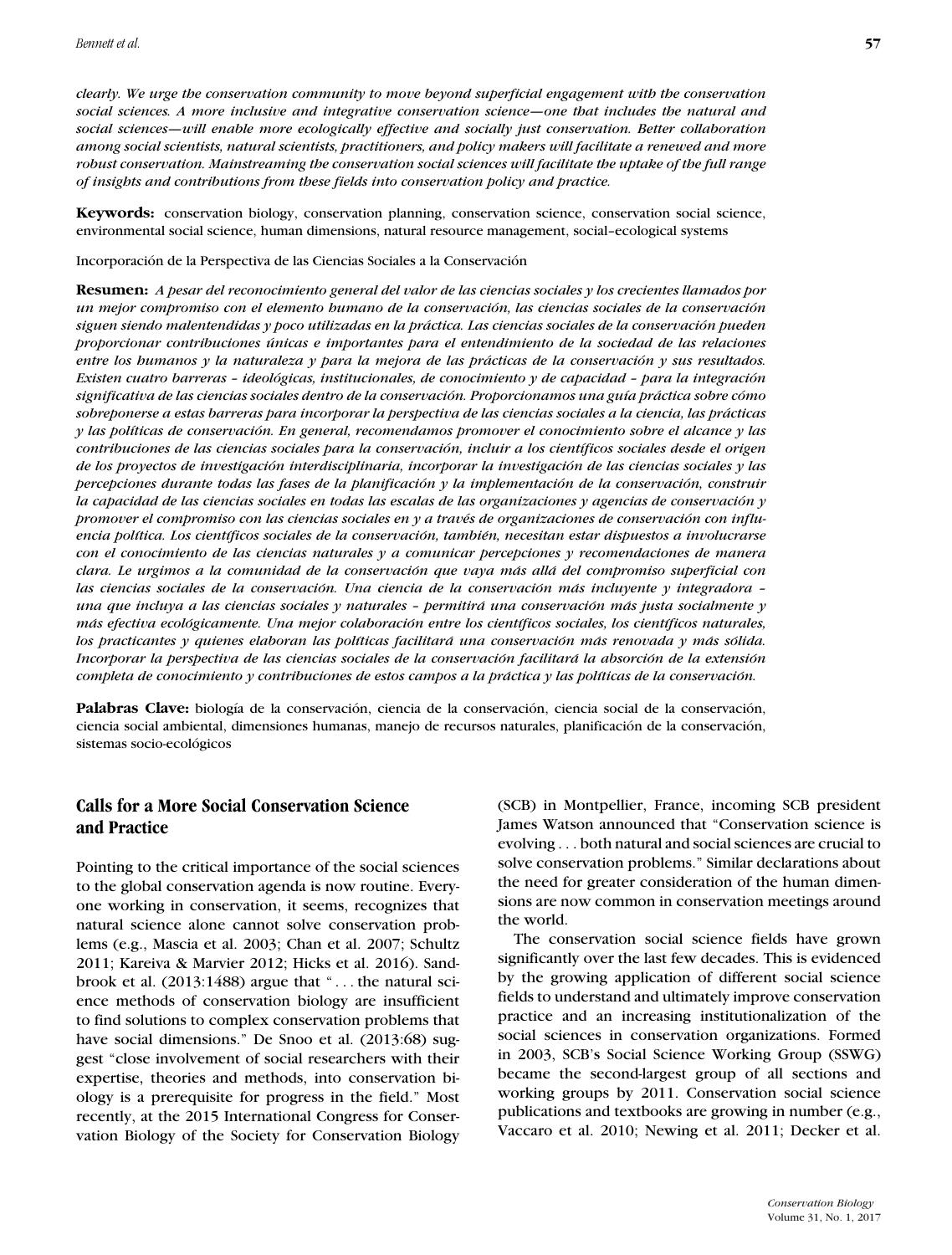*clearly. We urge the conservation community to move beyond superficial engagement with the conservation social sciences. A more inclusive and integrative conservation science—one that includes the natural and social sciences—will enable more ecologically effective and socially just conservation. Better collaboration among social scientists, natural scientists, practitioners, and policy makers will facilitate a renewed and more robust conservation. Mainstreaming the conservation social sciences will facilitate the uptake of the full range of insights and contributions from these fields into conservation policy and practice.*

**Keywords:** conservation biology, conservation planning, conservation science, conservation social science, environmental social science, human dimensions, natural resource management, social–ecological systems

Incorporación de la Perspectiva de las Ciencias Sociales a la Conservación

**Resumen:** *A pesar del reconocimiento general del valor de las ciencias sociales y los crecientes llamados por un mejor compromiso con el elemento humano de la conservación, las ciencias sociales de la conservación siguen siendo malentendidas y poco utilizadas en la práctica. Las ciencias sociales de la conservación pueden proporcionar contribuciones únicas e importantes para el entendimiento de la sociedad de las relaciones entre los humanos y la naturaleza y para la mejora de las prácticas de la conservación y sus resultados. Existen cuatro barreras – ideológicas, institucionales, de conocimiento y de capacidad – para la integración significativa de las ciencias sociales dentro de la conservación. Proporcionamos una guía práctica sobre cómo sobreponerse a estas barreras para incorporar la perspectiva de las ciencias sociales a la ciencia, las prácticas y las políticas de conservación. En general, recomendamos promover el conocimiento sobre el alcance y las contribuciones de las ciencias sociales para la conservación, incluir a los científicos sociales desde el origen de los proyectos de investigación interdisciplinaria, incorporar la investigación de las ciencias sociales y las percepciones durante todas las fases de la planificación y la implementación de la conservación, construir la capacidad de las ciencias sociales en todas las escalas de las organizaciones y agencias de conservación y promover el compromiso con las ciencias sociales en y a través de organizaciones de conservación con influencia política. Los científicos sociales de la conservación, también, necesitan estar dispuestos a involucrarse con el conocimiento de las ciencias naturales y a comunicar percepciones y recomendaciones de manera clara. Le urgimos a la comunidad de la conservación que vaya más allá del compromiso superficial con las ciencias sociales de la conservación. Una ciencia de la conservación más incluyente y integradora – una que incluya a las ciencias sociales y naturales – permitirá una conservación más justa socialmente y más efectiva ecológicamente. Una mejor colaboración entre los científicos sociales, los científicos naturales, los practicantes y quienes elaboran las políticas facilitará una conservación más renovada y más sólida. Incorporar la perspectiva de las ciencias sociales de la conservación facilitará la absorción de la extensión completa de conocimiento y contribuciones de estos campos a la práctica y las políticas de la conservación.*

**Palabras Clave:** biología de la conservación, ciencia de la conservación, ciencia social de la conservación, ciencia social ambiental, dimensiones humanas, manejo de recursos naturales, planificación de la conservación, sistemas socio-ecológicos

## Calls for a More Social Conservation Science and Practice

Pointing to the critical importance of the social sciences to the global conservation agenda is now routine. Everyone working in conservation, it seems, recognizes that natural science alone cannot solve conservation problems (e.g., Mascia et al. 2003; Chan et al. 2007; Schultz 2011; Kareiva & Marvier 2012; Hicks et al. 2016). Sandbrook et al. (2013:1488) argue that "... the natural science methods of conservation biology are insufficient to find solutions to complex conservation problems that have social dimensions." De Snoo et al. (2013:68) suggest "close involvement of social researchers with their expertise, theories and methods, into conservation biology is a prerequisite for progress in the field." Most recently, at the 2015 International Congress for Conservation Biology of the Society for Conservation Biology (SCB) in Montpellier, France, incoming SCB president James Watson announced that "Conservation science is evolving ... both natural and social sciences are crucial to solve conservation problems." Similar declarations about the need for greater consideration of the human dimensions are now common in conservation meetings around the world.

The conservation social science fields have grown significantly over the last few decades. This is evidenced by the growing application of different social science fields to understand and ultimately improve conservation practice and an increasing institutionalization of the social sciences in conservation organizations. Formed in 2003, SCB's Social Science Working Group (SSWG) became the second-largest group of all sections and working groups by 2011. Conservation social science publications and textbooks are growing in number (e.g., Vaccaro et al. 2010; Newing et al. 2011; Decker et al.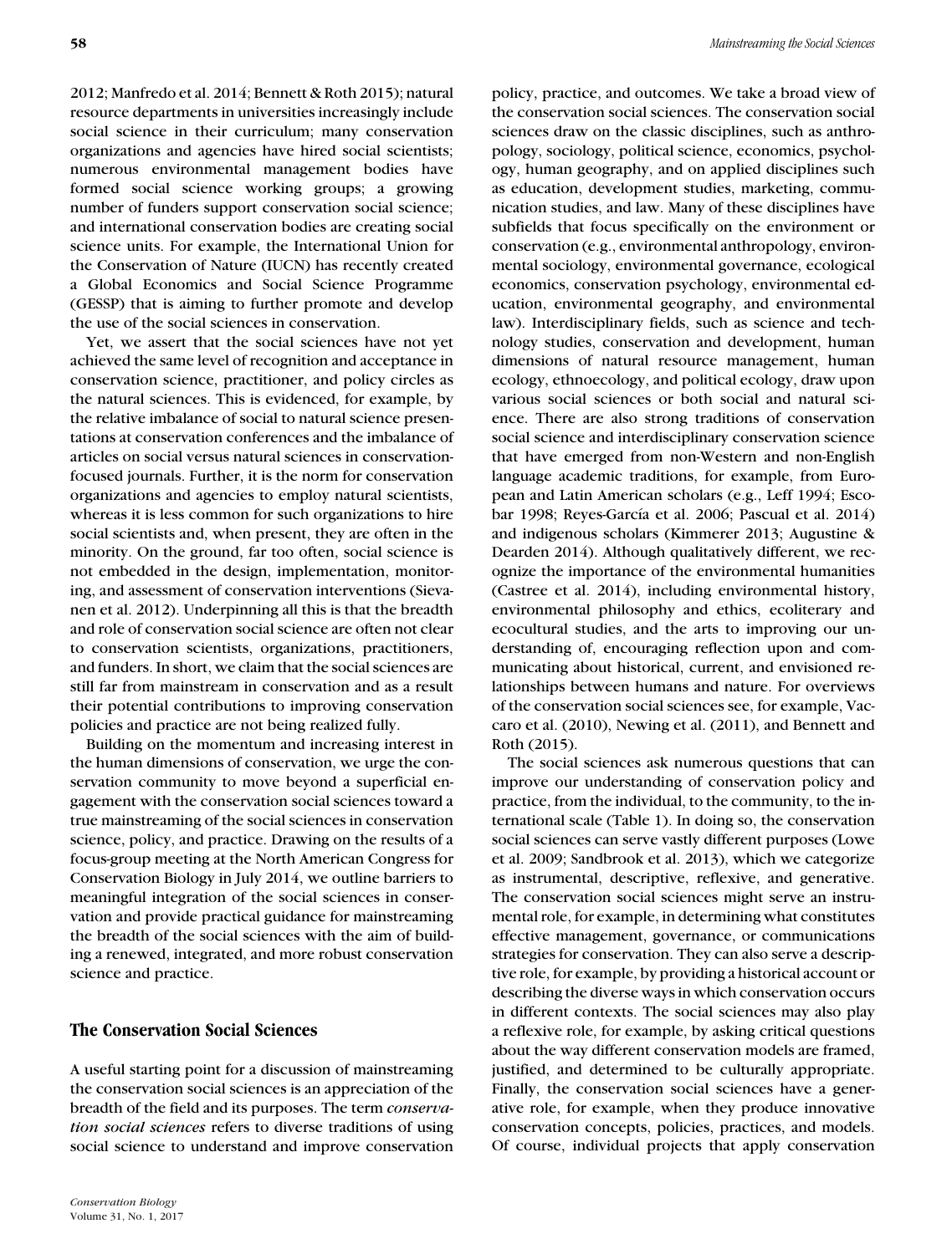2012; Manfredo et al. 2014; Bennett & Roth 2015); natural resource departments in universities increasingly include social science in their curriculum; many conservation organizations and agencies have hired social scientists; numerous environmental management bodies have formed social science working groups; a growing number of funders support conservation social science; and international conservation bodies are creating social science units. For example, the International Union for the Conservation of Nature (IUCN) has recently created a Global Economics and Social Science Programme (GESSP) that is aiming to further promote and develop the use of the social sciences in conservation.

Yet, we assert that the social sciences have not yet achieved the same level of recognition and acceptance in conservation science, practitioner, and policy circles as the natural sciences. This is evidenced, for example, by the relative imbalance of social to natural science presentations at conservation conferences and the imbalance of articles on social versus natural sciences in conservation-focused journals. Further, it is the norm for conservation organizations and agencies to employ natural scientists, whereas it is less common for such organizations to hire social scientists and, when present, they are often in the minority. On the ground, far too often, social science is not embedded in the design, implementation, monitoring, and assessment of conservation interventions (Sievanen et al. 2012). Underpinning all this is that the breadth and role of conservation social science are often not clear to conservation scientists, organizations, practitioners, and funders. In short, we claim that the social sciences are still far from mainstream in conservation and as a result their potential contributions to improving conservation policies and practice are not being realized fully.

Building on the momentum and increasing interest in the human dimensions of conservation, we urge the conservation community to move beyond a superficial engagement with the conservation social sciences toward a true mainstreaming of the social sciences in conservation science, policy, and practice. Drawing on the results of a focus-group meeting at the North American Congress for Conservation Biology in July 2014, we outline barriers to meaningful integration of the social sciences in conservation and provide practical guidance for mainstreaming the breadth of the social sciences with the aim of building a renewed, integrated, and more robust conservation science and practice.

## The Conservation Social Sciences

A useful starting point for a discussion of mainstreaming the conservation social sciences is an appreciation of the breadth of the field and its purposes. The term *conservation social sciences* refers to diverse traditions of using social science to understand and improve conservation policy, practice, and outcomes. We take a broad view of the conservation social sciences. The conservation social sciences draw on the classic disciplines, such as anthropology, sociology, political science, economics, psychology, human geography, and on applied disciplines such as education, development studies, marketing, communication studies, and law. Many of these disciplines have subfields that focus specifically on the environment or conservation (e.g., environmental anthropology, environmental sociology, environmental governance, ecological economics, conservation psychology, environmental education, environmental geography, and environmental law). Interdisciplinary fields, such as science and technology studies, conservation and development, human dimensions of natural resource management, human ecology, ethnoecology, and political ecology, draw upon various social sciences or both social and natural science. There are also strong traditions of conservation social science and interdisciplinary conservation science that have emerged from non-Western and non-English language academic traditions, for example, from European and Latin American scholars (e.g., Leff 1994; Escobar 1998; Reyes-García et al. 2006; Pascual et al. 2014) and indigenous scholars (Kimmerer 2013; Augustine & Dearden 2014). Although qualitatively different, we recognize the importance of the environmental humanities (Castree et al. 2014), including environmental history, environmental philosophy and ethics, ecoliterary and ecocultural studies, and the arts to improving our understanding of, encouraging reflection upon and communicating about historical, current, and envisioned relationships between humans and nature. For overviews of the conservation social sciences see, for example, Vaccaro et al. (2010), Newing et al. (2011), and Bennett and Roth (2015).

The social sciences ask numerous questions that can improve our understanding of conservation policy and practice, from the individual, to the community, to the international scale (Table 1). In doing so, the conservation social sciences can serve vastly different purposes (Lowe et al. 2009; Sandbrook et al. 2013), which we categorize as instrumental, descriptive, reflexive, and generative. The conservation social sciences might serve an instrumental role, for example, in determining what constitutes effective management, governance, or communications strategies for conservation. They can also serve a descriptive role, for example, by providing a historical account or describing the diverse ways in which conservation occurs in different contexts. The social sciences may also play a reflexive role, for example, by asking critical questions about the way different conservation models are framed, justified, and determined to be culturally appropriate. Finally, the conservation social sciences have a generative role, for example, when they produce innovative conservation concepts, policies, practices, and models. Of course, individual projects that apply conservation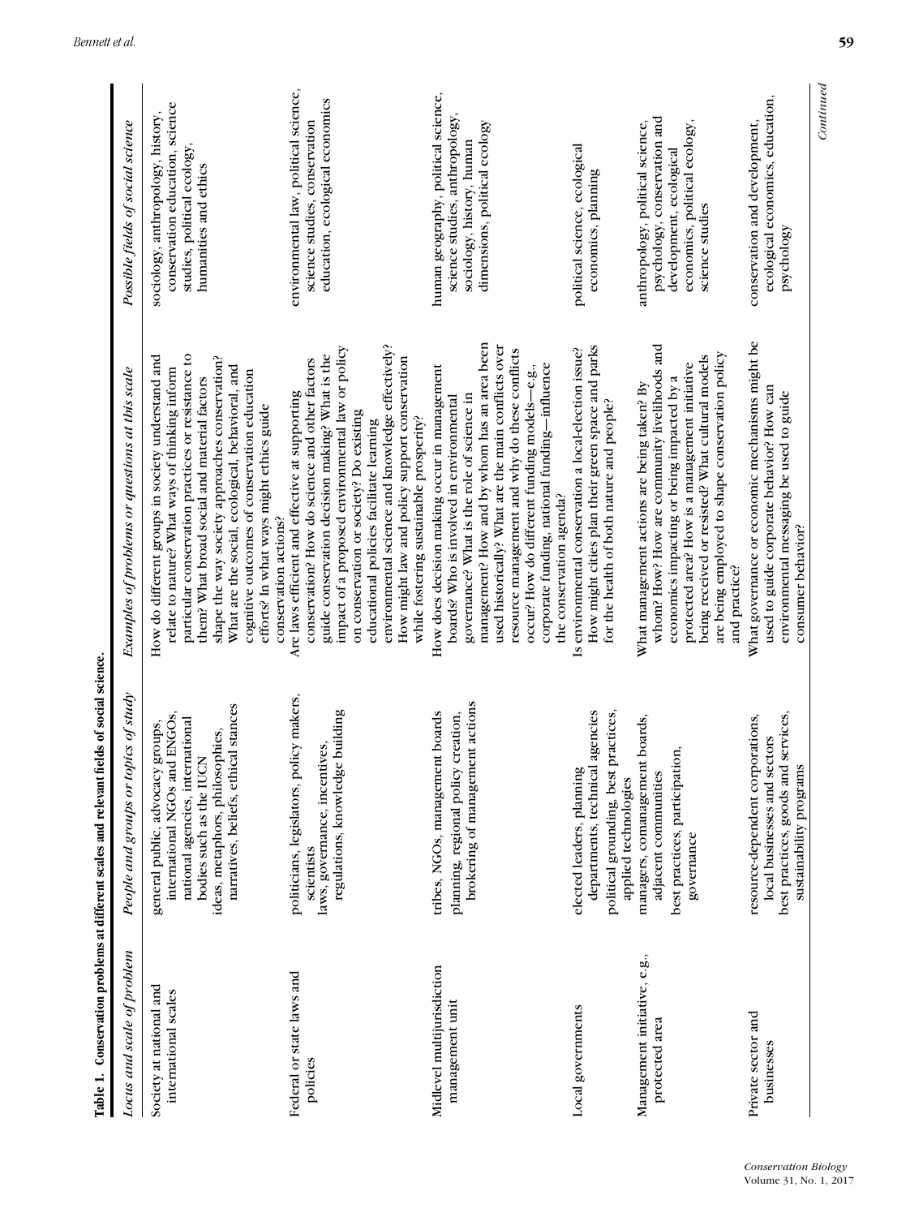**Table 1. Conservation problems at different scales and relevant fields of social science.**

| Locus and scale of problem | People and groups or topics of study | Examples of problems or questions at this scale | Possible fields of social science |
|---|---|---|---|
| Society at national and international scales | general public, advocacy groups, international NGOs and ENGOs, national agencies, international bodies such as the IUCN; ideas, metaphors, philosophies, narratives, beliefs, ethical stances | How do different groups in society understand and relate to nature? What ways of thinking inform particular conservation practices or resistance to them? What broad social and material factors shape the way society approaches conservation? What are the social, ecological, behavioral, and cognitive outcomes of conservation education efforts? In what ways might ethics guide conservation actions? | sociology, anthropology, history, conservation education, science studies, political ecology, humanities and ethics |
| Federal or state laws and policies | politicians, legislators, policy makers, scientists; laws, governance, incentives, regulations, knowledge building | Are laws efficient and effective at supporting conservation? How do science and other factors guide conservation decision making? What is the impact of a proposed environmental law or policy on conservation or society? Do existing educational policies facilitate learning environmental science and knowledge effectively? How might law and policy support conservation while fostering sustainable prosperity? | environmental law, political science, science studies, conservation education, ecological economics |
| Midlevel multijurisdiction management unit | tribes, NGOs, management boards; planning, regional policy creation, brokering of management actions | How does decision making occur in management boards? Who is involved in environmental governance? What is the role of science in management? How and by whom has an area been used historically? What are the main conflicts over resource management and why do these conflicts occur? How do different funding models—e.g., corporate funding, national funding—influence the conservation agenda? | human geography, political science, science studies, anthropology, sociology, history, human dimensions, political ecology |
| Local governments | elected leaders, planning departments, technical agencies; political grounding, best practices, applied technologies | Is environmental conservation a local-election issue? How might cities plan their green space and parks for the health of both nature and people? | political science, ecological economics, planning |
| Management initiative, e.g., protected area | managers, comanagement boards, adjacent communities; best practices, participation, governance | What management actions are being taken? By whom? How? How are community livelihoods and economics impacting or being impacted by a protected area? How is a management initiative being received or resisted? What cultural models are being employed to shape conservation policy and practice? | anthropology, political science, psychology, conservation and development, ecological economics, political ecology, science studies |
| Private sector and businesses | resource-dependent corporations, local businesses and sectors; best practices, goods and services, sustainability programs | What governance or economic mechanisms might be used to guide corporate behavior? How can environmental messaging be used to guide consumer behavior? | conservation and development, ecological economics, education, psychology |

*Continued*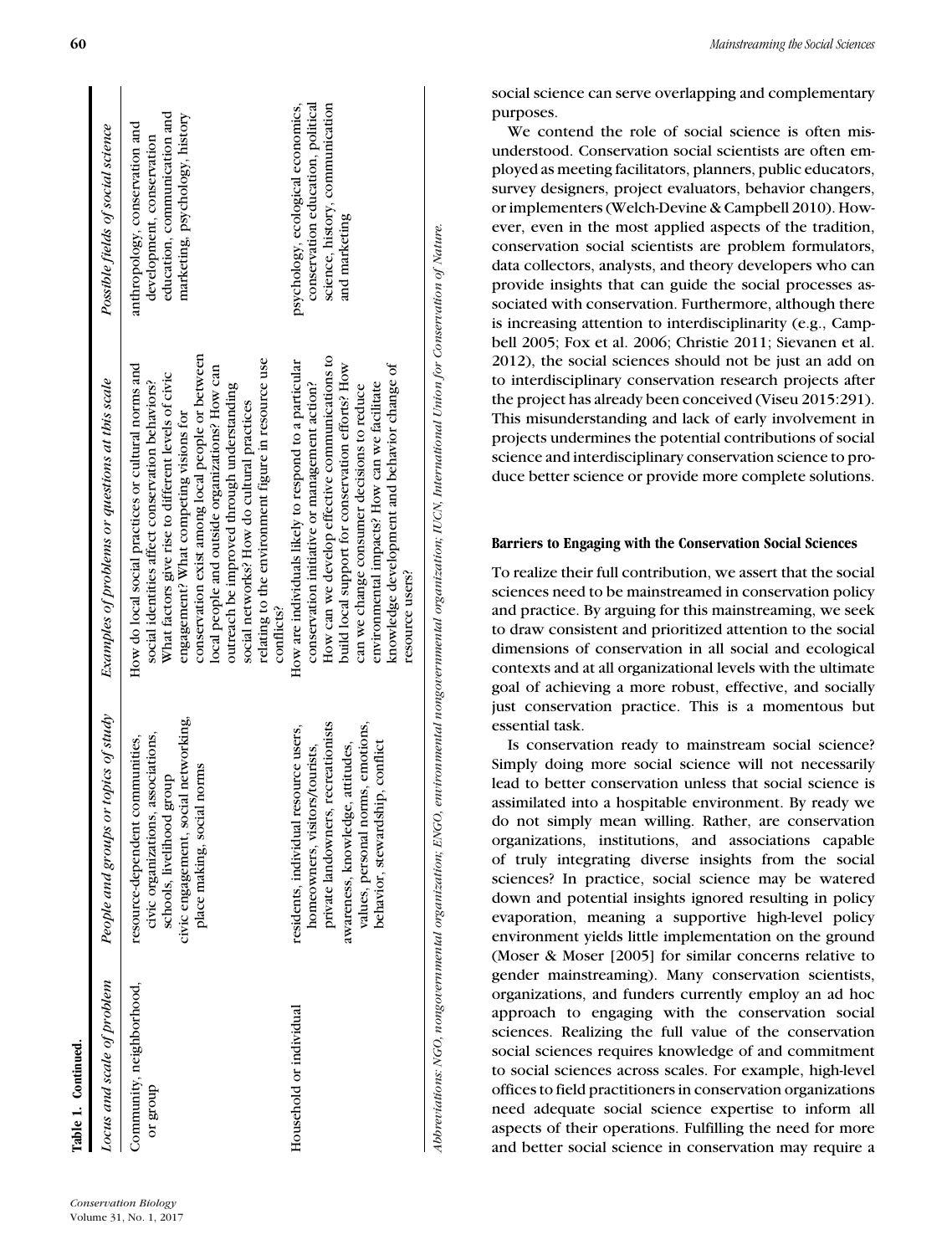**Table 1. Continued.**

| Locus and scale of problem | People and groups or topics of study | Examples of problems or questions at this scale | Possible fields of social science |
|---|---|---|---|
| Community, neighborhood, or group | resource-dependent communities, civic organizations, associations, schools, livelihood group civic engagement, social networking, place making, social norms | How do local social practices or cultural norms and social identities affect conservation behaviors? What factors give rise to different levels of civic engagement? What competing visions for conservation exist among local people or between local people and outside organizations? How can outreach be improved through understanding social networks? How do cultural practices relating to the environment figure in resource use conflicts? | anthropology, conservation and development, conservation education, communication and marketing, psychology, history |
| Household or individual | residents, individual resource users, homeowners, visitors/tourists, private landowners, recreationists awareness, knowledge, attitudes, values, personal norms, emotions, behavior, stewardship, conflict | How are individuals likely to respond to a particular conservation initiative or management action? How can we develop effective communications to build local support for conservation efforts? How can we change consumer decisions to reduce environmental impacts? How can we facilitate knowledge development and behavior change of resource users? | psychology, ecological economics, conservation education, political science, history, communication and marketing |

*Abbreviations: NGO, nongovernmental organization; ENGO, environmental nongovernmental organization; IUCN, International Union for Conservation of Nature.*

social science can serve overlapping and complementary purposes.

We contend the role of social science is often misunderstood. Conservation social scientists are often employed as meeting facilitators, planners, public educators, survey designers, project evaluators, behavior changers, or implementers (Welch-Devine & Campbell 2010). However, even in the most applied aspects of the tradition, conservation social scientists are problem formulators, data collectors, analysts, and theory developers who can provide insights that can guide the social processes associated with conservation. Furthermore, although there is increasing attention to interdisciplinarity (e.g., Campbell 2005; Fox et al. 2006; Christie 2011; Sievanen et al. 2012), the social sciences should not be just an add on to interdisciplinary conservation research projects after the project has already been conceived (Viseu 2015:291). This misunderstanding and lack of early involvement in projects undermines the potential contributions of social science and interdisciplinary conservation science to produce better science or provide more complete solutions.

## Barriers to Engaging with the Conservation Social Sciences

To realize their full contribution, we assert that the social sciences need to be mainstreamed in conservation policy and practice. By arguing for this mainstreaming, we seek to draw consistent and prioritized attention to the social dimensions of conservation in all social and ecological contexts and at all organizational levels with the ultimate goal of achieving a more robust, effective, and socially just conservation practice. This is a momentous but essential task.

Is conservation ready to mainstream social science? Simply doing more social science will not necessarily lead to better conservation unless that social science is assimilated into a hospitable environment. By ready we do not simply mean willing. Rather, are conservation organizations, institutions, and associations capable of truly integrating diverse insights from the social sciences? In practice, social science may be watered down and potential insights ignored resulting in policy evaporation, meaning a supportive high-level policy environment yields little implementation on the ground (Moser & Moser [2005] for similar concerns relative to gender mainstreaming). Many conservation scientists, organizations, and funders currently employ an ad hoc approach to engaging with the conservation social sciences. Realizing the full value of the conservation social sciences requires knowledge of and commitment to social sciences across scales. For example, high-level offices to field practitioners in conservation organizations need adequate social science expertise to inform all aspects of their operations. Fulfilling the need for more and better social science in conservation may require a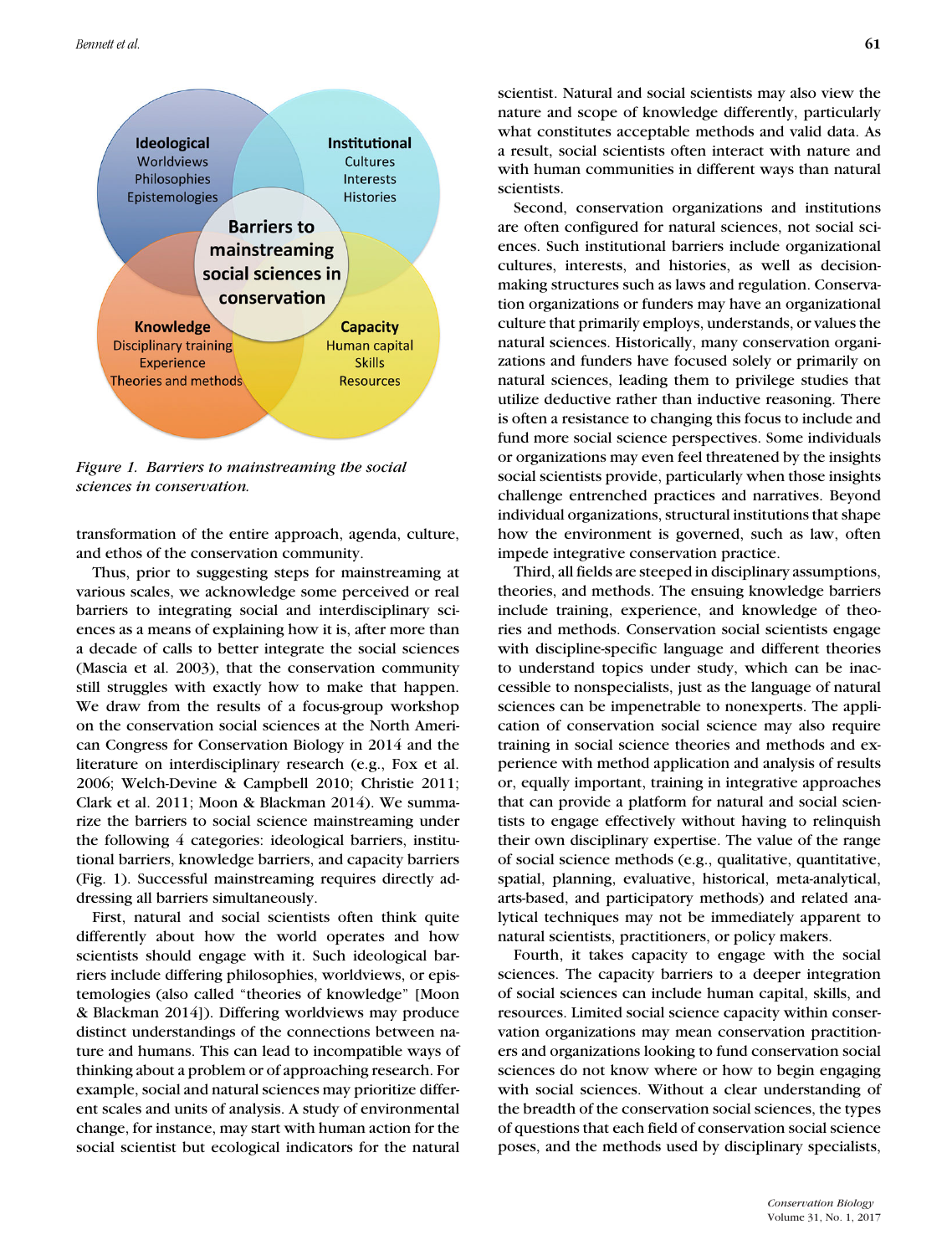Ideological
Worldviews
Philosophies
Epistemologies

Institutional
Cultures
Interests
Histories

Barriers to mainstreaming social sciences in conservation

Knowledge
Disciplinary training
Experience
Theories and methods

Capacity
Human capital
Skills
Resources

*Figure 1. Barriers to mainstreaming the social sciences in conservation.*

transformation of the entire approach, agenda, culture, and ethos of the conservation community.

Thus, prior to suggesting steps for mainstreaming at various scales, we acknowledge some perceived or real barriers to integrating social and interdisciplinary sciences as a means of explaining how it is, after more than a decade of calls to better integrate the social sciences (Mascia et al. 2003), that the conservation community still struggles with exactly how to make that happen. We draw from the results of a focus-group workshop on the conservation social sciences at the North American Congress for Conservation Biology in 2014 and the literature on interdisciplinary research (e.g., Fox et al. 2006; Welch-Devine & Campbell 2010; Christie 2011; Clark et al. 2011; Moon & Blackman 2014). We summarize the barriers to social science mainstreaming under the following 4 categories: ideological barriers, institutional barriers, knowledge barriers, and capacity barriers (Fig. 1). Successful mainstreaming requires directly addressing all barriers simultaneously.

First, natural and social scientists often think quite differently about how the world operates and how scientists should engage with it. Such ideological barriers include differing philosophies, worldviews, or epistemologies (also called "theories of knowledge" [Moon & Blackman 2014]). Differing worldviews may produce distinct understandings of the connections between nature and humans. This can lead to incompatible ways of thinking about a problem or of approaching research. For example, social and natural sciences may prioritize different scales and units of analysis. A study of environmental change, for instance, may start with human action for the social scientist but ecological indicators for the natural scientist. Natural and social scientists may also view the nature and scope of knowledge differently, particularly what constitutes acceptable methods and valid data. As a result, social scientists often interact with nature and with human communities in different ways than natural scientists.

Second, conservation organizations and institutions are often configured for natural sciences, not social sciences. Such institutional barriers include organizational cultures, interests, and histories, as well as decision-making structures such as laws and regulation. Conservation organizations or funders may have an organizational culture that primarily employs, understands, or values the natural sciences. Historically, many conservation organizations and funders have focused solely or primarily on natural sciences, leading them to privilege studies that utilize deductive rather than inductive reasoning. There is often a resistance to changing this focus to include and fund more social science perspectives. Some individuals or organizations may even feel threatened by the insights social scientists provide, particularly when those insights challenge entrenched practices and narratives. Beyond individual organizations, structural institutions that shape how the environment is governed, such as law, often impede integrative conservation practice.

Third, all fields are steeped in disciplinary assumptions, theories, and methods. The ensuing knowledge barriers include training, experience, and knowledge of theories and methods. Conservation social scientists engage with discipline-specific language and different theories to understand topics under study, which can be inaccessible to nonspecialists, just as the language of natural sciences can be impenetrable to nonexperts. The application of conservation social science may also require training in social science theories and methods and experience with method application and analysis of results or, equally important, training in integrative approaches that can provide a platform for natural and social scientists to engage effectively without having to relinquish their own disciplinary expertise. The value of the range of social science methods (e.g., qualitative, quantitative, spatial, planning, evaluative, historical, meta-analytical, arts-based, and participatory methods) and related analytical techniques may not be immediately apparent to natural scientists, practitioners, or policy makers.

Fourth, it takes capacity to engage with the social sciences. The capacity barriers to a deeper integration of social sciences can include human capital, skills, and resources. Limited social science capacity within conservation organizations may mean conservation practitioners and organizations looking to fund conservation social sciences do not know where or how to begin engaging with social sciences. Without a clear understanding of the breadth of the conservation social sciences, the types of questions that each field of conservation social science poses, and the methods used by disciplinary specialists,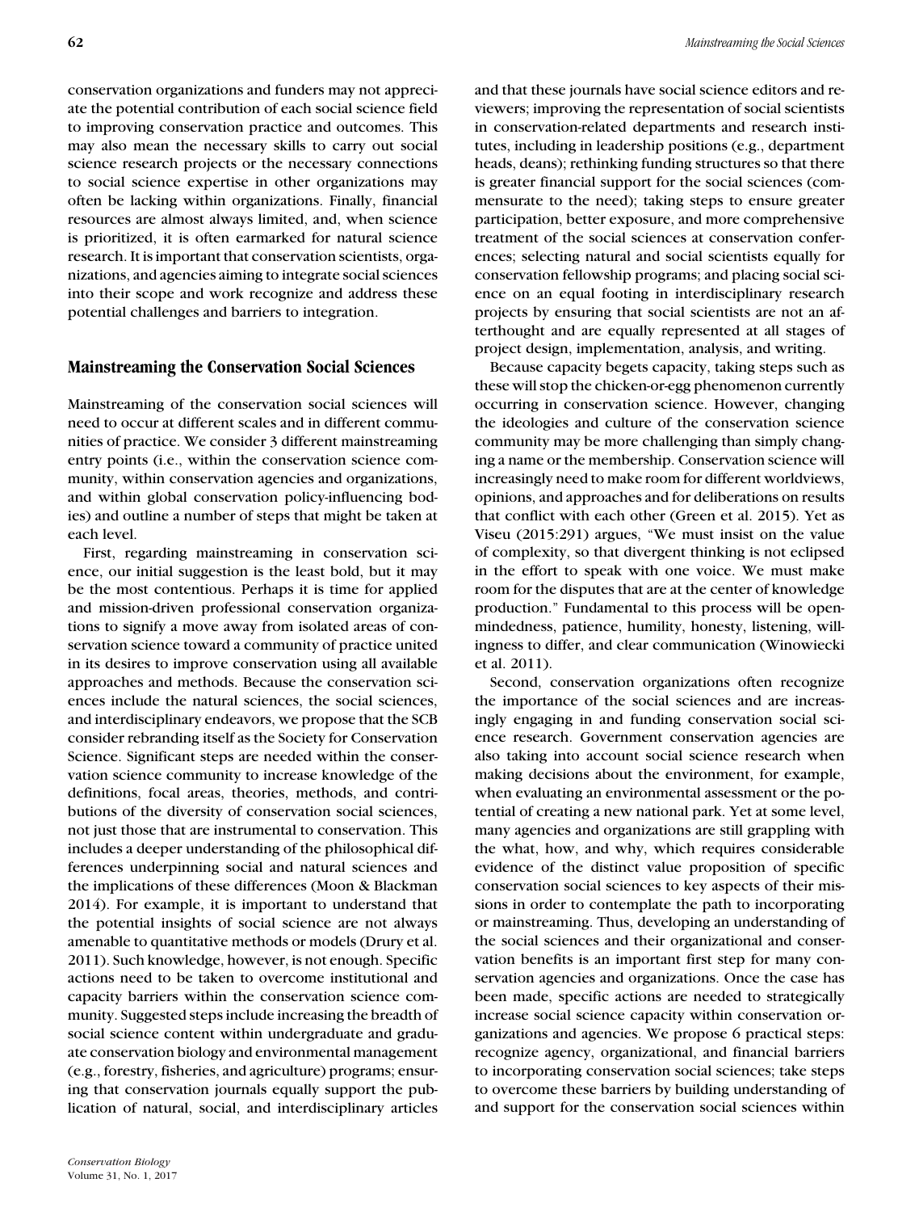conservation organizations and funders may not appreciate the potential contribution of each social science field to improving conservation practice and outcomes. This may also mean the necessary skills to carry out social science research projects or the necessary connections to social science expertise in other organizations may often be lacking within organizations. Finally, financial resources are almost always limited, and, when science is prioritized, it is often earmarked for natural science research. It is important that conservation scientists, organizations, and agencies aiming to integrate social sciences into their scope and work recognize and address these potential challenges and barriers to integration.

## Mainstreaming the Conservation Social Sciences

Mainstreaming of the conservation social sciences will need to occur at different scales and in different communities of practice. We consider 3 different mainstreaming entry points (i.e., within the conservation science community, within conservation agencies and organizations, and within global conservation policy-influencing bodies) and outline a number of steps that might be taken at each level.

First, regarding mainstreaming in conservation science, our initial suggestion is the least bold, but it may be the most contentious. Perhaps it is time for applied and mission-driven professional conservation organizations to signify a move away from isolated areas of conservation science toward a community of practice united in its desires to improve conservation using all available approaches and methods. Because the conservation sciences include the natural sciences, the social sciences, and interdisciplinary endeavors, we propose that the SCB consider rebranding itself as the Society for Conservation Science. Significant steps are needed within the conservation science community to increase knowledge of the definitions, focal areas, theories, methods, and contributions of the diversity of conservation social sciences, not just those that are instrumental to conservation. This includes a deeper understanding of the philosophical differences underpinning social and natural sciences and the implications of these differences (Moon & Blackman 2014). For example, it is important to understand that the potential insights of social science are not always amenable to quantitative methods or models (Drury et al. 2011). Such knowledge, however, is not enough. Specific actions need to be taken to overcome institutional and capacity barriers within the conservation science community. Suggested steps include increasing the breadth of social science content within undergraduate and graduate conservation biology and environmental management (e.g., forestry, fisheries, and agriculture) programs; ensuring that conservation journals equally support the publication of natural, social, and interdisciplinary articles and that these journals have social science editors and reviewers; improving the representation of social scientists in conservation-related departments and research institutes, including in leadership positions (e.g., department heads, deans); rethinking funding structures so that there is greater financial support for the social sciences (commensurate to the need); taking steps to ensure greater participation, better exposure, and more comprehensive treatment of the social sciences at conservation conferences; selecting natural and social scientists equally for conservation fellowship programs; and placing social science on an equal footing in interdisciplinary research projects by ensuring that social scientists are not an afterthought and are equally represented at all stages of project design, implementation, analysis, and writing.

Because capacity begets capacity, taking steps such as these will stop the chicken-or-egg phenomenon currently occurring in conservation science. However, changing the ideologies and culture of the conservation science community may be more challenging than simply changing a name or the membership. Conservation science will increasingly need to make room for different worldviews, opinions, and approaches and for deliberations on results that conflict with each other (Green et al. 2015). Yet as Viseu (2015:291) argues, "We must insist on the value of complexity, so that divergent thinking is not eclipsed in the effort to speak with one voice. We must make room for the disputes that are at the center of knowledge production." Fundamental to this process will be openmindedness, patience, humility, honesty, listening, willingness to differ, and clear communication (Winowiecki et al. 2011).

Second, conservation organizations often recognize the importance of the social sciences and are increasingly engaging in and funding conservation social science research. Government conservation agencies are also taking into account social science research when making decisions about the environment, for example, when evaluating an environmental assessment or the potential of creating a new national park. Yet at some level, many agencies and organizations are still grappling with the what, how, and why, which requires considerable evidence of the distinct value proposition of specific conservation social sciences to key aspects of their missions in order to contemplate the path to incorporating or mainstreaming. Thus, developing an understanding of the social sciences and their organizational and conservation benefits is an important first step for many conservation agencies and organizations. Once the case has been made, specific actions are needed to strategically increase social science capacity within conservation organizations and agencies. We propose 6 practical steps: recognize agency, organizational, and financial barriers to incorporating conservation social sciences; take steps to overcome these barriers by building understanding of and support for the conservation social sciences within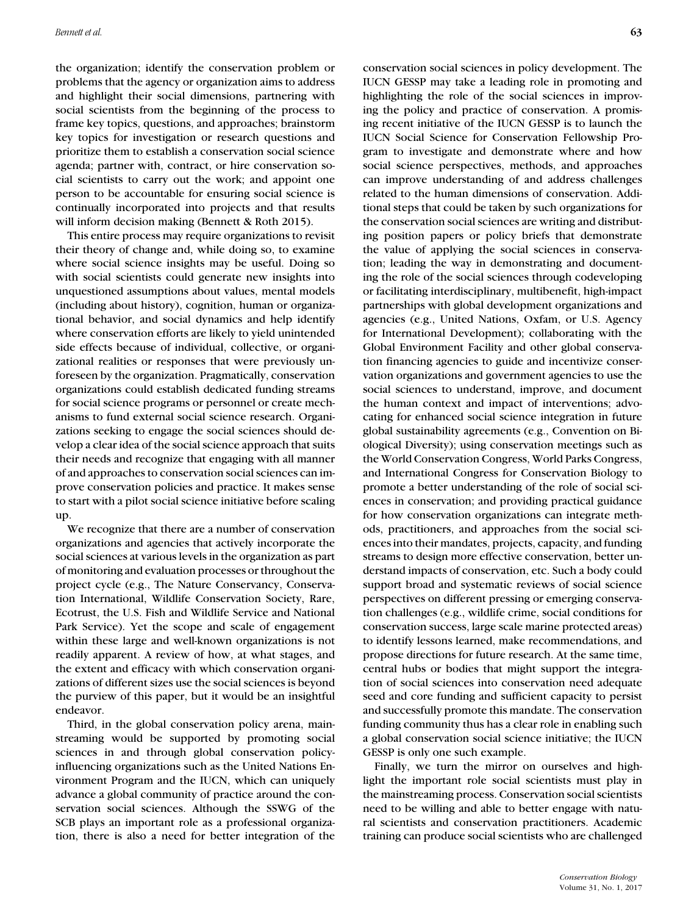the organization; identify the conservation problem or problems that the agency or organization aims to address and highlight their social dimensions, partnering with social scientists from the beginning of the process to frame key topics, questions, and approaches; brainstorm key topics for investigation or research questions and prioritize them to establish a conservation social science agenda; partner with, contract, or hire conservation social scientists to carry out the work; and appoint one person to be accountable for ensuring social science is continually incorporated into projects and that results will inform decision making (Bennett & Roth 2015).

This entire process may require organizations to revisit their theory of change and, while doing so, to examine where social science insights may be useful. Doing so with social scientists could generate new insights into unquestioned assumptions about values, mental models (including about history), cognition, human or organizational behavior, and social dynamics and help identify where conservation efforts are likely to yield unintended side effects because of individual, collective, or organizational realities or responses that were previously unforeseen by the organization. Pragmatically, conservation organizations could establish dedicated funding streams for social science programs or personnel or create mechanisms to fund external social science research. Organizations seeking to engage the social sciences should develop a clear idea of the social science approach that suits their needs and recognize that engaging with all manner of and approaches to conservation social sciences can improve conservation policies and practice. It makes sense to start with a pilot social science initiative before scaling up.

We recognize that there are a number of conservation organizations and agencies that actively incorporate the social sciences at various levels in the organization as part of monitoring and evaluation processes or throughout the project cycle (e.g., The Nature Conservancy, Conservation International, Wildlife Conservation Society, Rare, Ecotrust, the U.S. Fish and Wildlife Service and National Park Service). Yet the scope and scale of engagement within these large and well-known organizations is not readily apparent. A review of how, at what stages, and the extent and efficacy with which conservation organizations of different sizes use the social sciences is beyond the purview of this paper, but it would be an insightful endeavor.

Third, in the global conservation policy arena, mainstreaming would be supported by promoting social sciences in and through global conservation policy-influencing organizations such as the United Nations Environment Program and the IUCN, which can uniquely advance a global community of practice around the conservation social sciences. Although the SSWG of the SCB plays an important role as a professional organization, there is also a need for better integration of the conservation social sciences in policy development. The IUCN GESSP may take a leading role in promoting and highlighting the role of the social sciences in improving the policy and practice of conservation. A promising recent initiative of the IUCN GESSP is to launch the IUCN Social Science for Conservation Fellowship Program to investigate and demonstrate where and how social science perspectives, methods, and approaches can improve understanding of and address challenges related to the human dimensions of conservation. Additional steps that could be taken by such organizations for the conservation social sciences are writing and distributing position papers or policy briefs that demonstrate the value of applying the social sciences in conservation; leading the way in demonstrating and documenting the role of the social sciences through codeveloping or facilitating interdisciplinary, multibenefit, high-impact partnerships with global development organizations and agencies (e.g., United Nations, Oxfam, or U.S. Agency for International Development); collaborating with the Global Environment Facility and other global conservation financing agencies to guide and incentivize conservation organizations and government agencies to use the social sciences to understand, improve, and document the human context and impact of interventions; advocating for enhanced social science integration in future global sustainability agreements (e.g., Convention on Biological Diversity); using conservation meetings such as the World Conservation Congress, World Parks Congress, and International Congress for Conservation Biology to promote a better understanding of the role of social sciences in conservation; and providing practical guidance for how conservation organizations can integrate methods, practitioners, and approaches from the social sciences into their mandates, projects, capacity, and funding streams to design more effective conservation, better understand impacts of conservation, etc. Such a body could support broad and systematic reviews of social science perspectives on different pressing or emerging conservation challenges (e.g., wildlife crime, social conditions for conservation success, large scale marine protected areas) to identify lessons learned, make recommendations, and propose directions for future research. At the same time, central hubs or bodies that might support the integration of social sciences into conservation need adequate seed and core funding and sufficient capacity to persist and successfully promote this mandate. The conservation funding community thus has a clear role in enabling such a global conservation social science initiative; the IUCN GESSP is only one such example.

Finally, we turn the mirror on ourselves and highlight the important role social scientists must play in the mainstreaming process. Conservation social scientists need to be willing and able to better engage with natural scientists and conservation practitioners. Academic training can produce social scientists who are challenged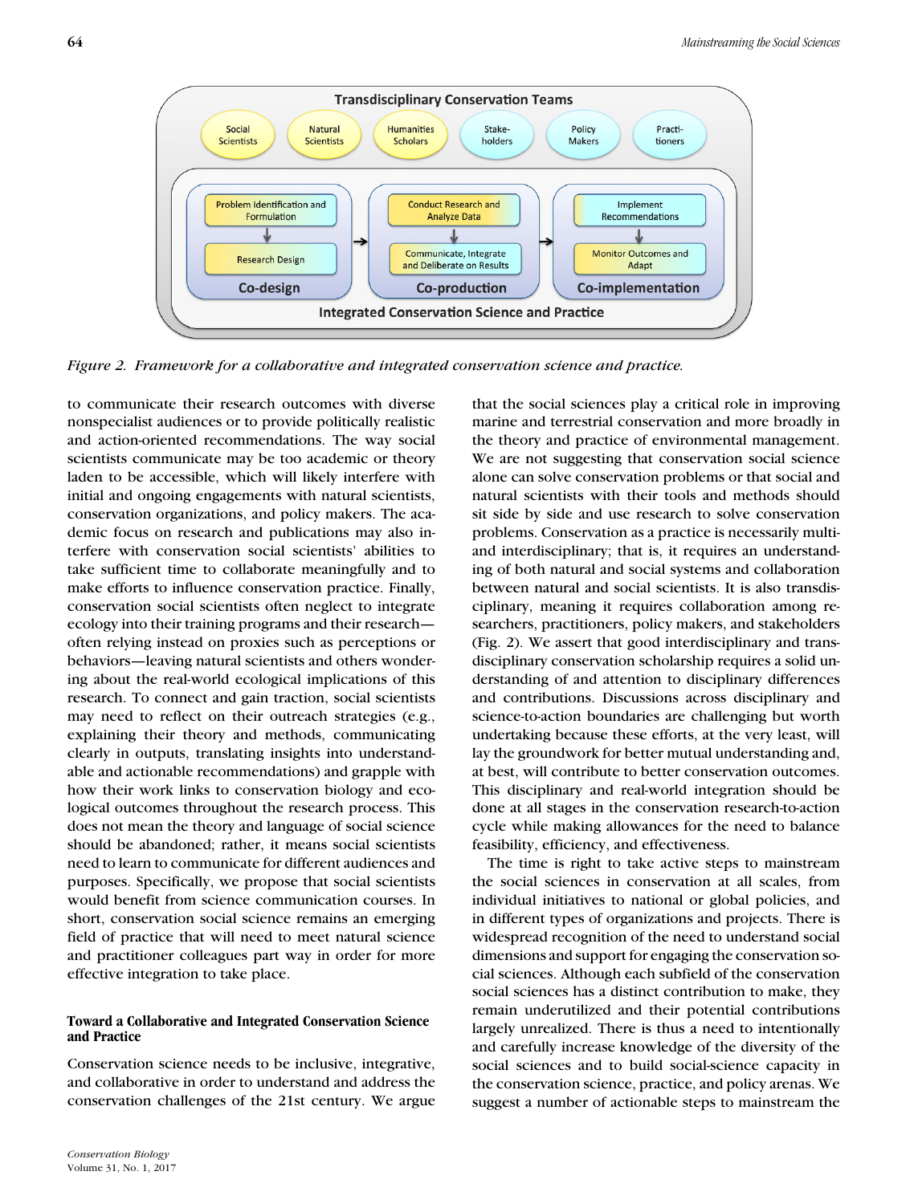Transdisciplinary Conservation Teams

Social Scientists

Natural Scientists

Humanities Scholars

Stake-holders

Policy Makers

Practi-tioners

Problem Identification and Formulation

Research Design

Co-design

Conduct Research and Analyze Data

Communicate, Integrate and Deliberate on Results

Co-production

Implement Recommendations

Monitor Outcomes and Adapt

Co-implementation

Integrated Conservation Science and Practice

*Figure 2. Framework for a collaborative and integrated conservation science and practice.*

to communicate their research outcomes with diverse nonspecialist audiences or to provide politically realistic and action-oriented recommendations. The way social scientists communicate may be too academic or theory laden to be accessible, which will likely interfere with initial and ongoing engagements with natural scientists, conservation organizations, and policy makers. The academic focus on research and publications may also interfere with conservation social scientists' abilities to take sufficient time to collaborate meaningfully and to make efforts to influence conservation practice. Finally, conservation social scientists often neglect to integrate ecology into their training programs and their research—often relying instead on proxies such as perceptions or behaviors—leaving natural scientists and others wondering about the real-world ecological implications of this research. To connect and gain traction, social scientists may need to reflect on their outreach strategies (e.g., explaining their theory and methods, communicating clearly in outputs, translating insights into understandable and actionable recommendations) and grapple with how their work links to conservation biology and ecological outcomes throughout the research process. This does not mean the theory and language of social science should be abandoned; rather, it means social scientists need to learn to communicate for different audiences and purposes. Specifically, we propose that social scientists would benefit from science communication courses. In short, conservation social science remains an emerging field of practice that will need to meet natural science and practitioner colleagues part way in order for more effective integration to take place.

## Toward a Collaborative and Integrated Conservation Science and Practice

Conservation science needs to be inclusive, integrative, and collaborative in order to understand and address the conservation challenges of the 21st century. We argue that the social sciences play a critical role in improving marine and terrestrial conservation and more broadly in the theory and practice of environmental management. We are not suggesting that conservation social science alone can solve conservation problems or that social and natural scientists with their tools and methods should sit side by side and use research to solve conservation problems. Conservation as a practice is necessarily multi- and interdisciplinary; that is, it requires an understanding of both natural and social systems and collaboration between natural and social scientists. It is also transdisciplinary, meaning it requires collaboration among researchers, practitioners, policy makers, and stakeholders (Fig. 2). We assert that good interdisciplinary and transdisciplinary conservation scholarship requires a solid understanding of and attention to disciplinary differences and contributions. Discussions across disciplinary and science-to-action boundaries are challenging but worth undertaking because these efforts, at the very least, will lay the groundwork for better mutual understanding and, at best, will contribute to better conservation outcomes. This disciplinary and real-world integration should be done at all stages in the conservation research-to-action cycle while making allowances for the need to balance feasibility, efficiency, and effectiveness.

The time is right to take active steps to mainstream the social sciences in conservation at all scales, from individual initiatives to national or global policies, and in different types of organizations and projects. There is widespread recognition of the need to understand social dimensions and support for engaging the conservation social sciences. Although each subfield of the conservation social sciences has a distinct contribution to make, they remain underutilized and their potential contributions largely unrealized. There is thus a need to intentionally and carefully increase knowledge of the diversity of the social sciences and to build social-science capacity in the conservation science, practice, and policy arenas. We suggest a number of actionable steps to mainstream the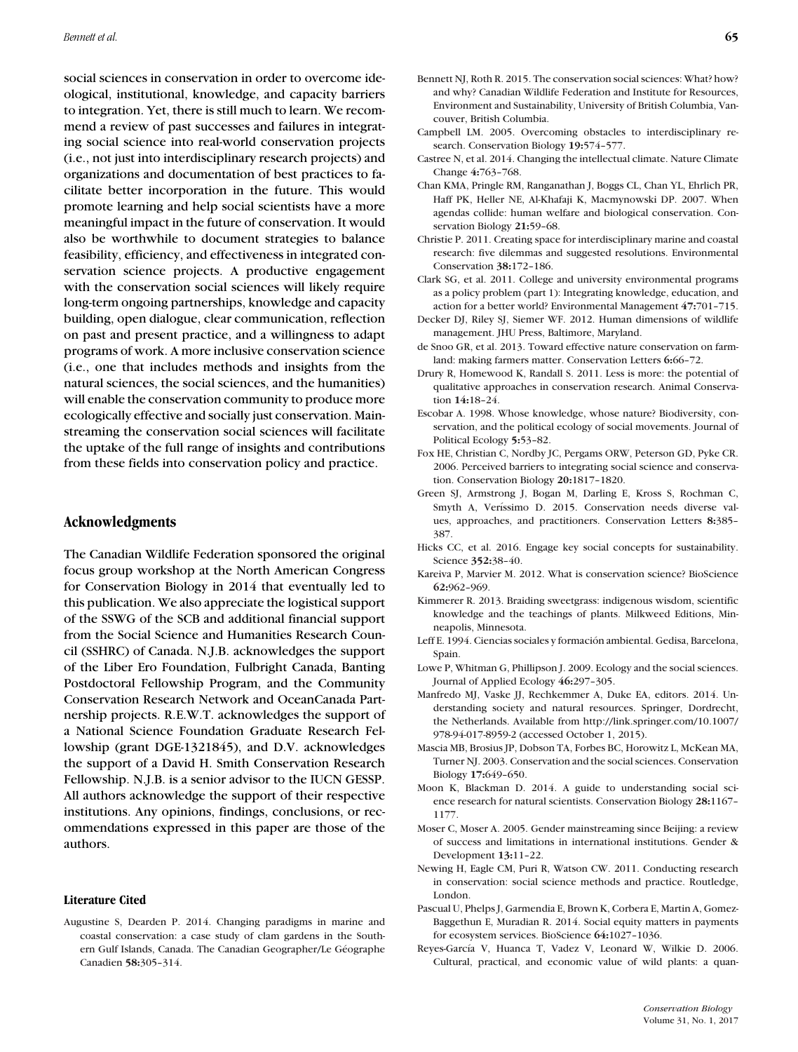social sciences in conservation in order to overcome ideological, institutional, knowledge, and capacity barriers to integration. Yet, there is still much to learn. We recommend a review of past successes and failures in integrating social science into real-world conservation projects (i.e., not just into interdisciplinary research projects) and organizations and documentation of best practices to facilitate better incorporation in the future. This would promote learning and help social scientists have a more meaningful impact in the future of conservation. It would also be worthwhile to document strategies to balance feasibility, efficiency, and effectiveness in integrated conservation science projects. A productive engagement with the conservation social sciences will likely require long-term ongoing partnerships, knowledge and capacity building, open dialogue, clear communication, reflection on past and present practice, and a willingness to adapt programs of work. A more inclusive conservation science (i.e., one that includes methods and insights from the natural sciences, the social sciences, and the humanities) will enable the conservation community to produce more ecologically effective and socially just conservation. Mainstreaming the conservation social sciences will facilitate the uptake of the full range of insights and contributions from these fields into conservation policy and practice.

## Acknowledgments

The Canadian Wildlife Federation sponsored the original focus group workshop at the North American Congress for Conservation Biology in 2014 that eventually led to this publication. We also appreciate the logistical support of the SSWG of the SCB and additional financial support from the Social Science and Humanities Research Council (SSHRC) of Canada. N.J.B. acknowledges the support of the Liber Ero Foundation, Fulbright Canada, Banting Postdoctoral Fellowship Program, and the Community Conservation Research Network and OceanCanada Partnership projects. R.E.W.T. acknowledges the support of a National Science Foundation Graduate Research Fellowship (grant DGE-1321845), and D.V. acknowledges the support of a David H. Smith Conservation Research Fellowship. N.J.B. is a senior advisor to the IUCN GESSP. All authors acknowledge the support of their respective institutions. Any opinions, findings, conclusions, or recommendations expressed in this paper are those of the authors.

### Literature Cited

Augustine S, Dearden P. 2014. Changing paradigms in marine and coastal conservation: a case study of clam gardens in the Southern Gulf Islands, Canada. The Canadian Geographer/Le Géographe Canadien **58:**305–314.

Bennett NJ, Roth R. 2015. The conservation social sciences: What? how? and why? Canadian Wildlife Federation and Institute for Resources, Environment and Sustainability, University of British Columbia, Vancouver, British Columbia.

Campbell LM. 2005. Overcoming obstacles to interdisciplinary research. Conservation Biology **19:**574–577.

Castree N, et al. 2014. Changing the intellectual climate. Nature Climate Change **4:**763–768.

Chan KMA, Pringle RM, Ranganathan J, Boggs CL, Chan YL, Ehrlich PR, Haff PK, Heller NE, Al-Khafaji K, Macmynowski DP. 2007. When agendas collide: human welfare and biological conservation. Conservation Biology **21:**59–68.

Christie P. 2011. Creating space for interdisciplinary marine and coastal research: five dilemmas and suggested resolutions. Environmental Conservation **38:**172–186.

Clark SG, et al. 2011. College and university environmental programs as a policy problem (part 1): Integrating knowledge, education, and action for a better world? Environmental Management **47:**701–715.

Decker DJ, Riley SJ, Siemer WF. 2012. Human dimensions of wildlife management. JHU Press, Baltimore, Maryland.

de Snoo GR, et al. 2013. Toward effective nature conservation on farmland: making farmers matter. Conservation Letters **6:**66–72.

Drury R, Homewood K, Randall S. 2011. Less is more: the potential of qualitative approaches in conservation research. Animal Conservation **14:**18–24.

Escobar A. 1998. Whose knowledge, whose nature? Biodiversity, conservation, and the political ecology of social movements. Journal of Political Ecology **5:**53–82.

Fox HE, Christian C, Nordby JC, Pergams ORW, Peterson GD, Pyke CR. 2006. Perceived barriers to integrating social science and conservation. Conservation Biology **20:**1817–1820.

Green SJ, Armstrong J, Bogan M, Darling E, Kross S, Rochman C, Smyth A, Veríssimo D. 2015. Conservation needs diverse values, approaches, and practitioners. Conservation Letters **8:**385–387.

Hicks CC, et al. 2016. Engage key social concepts for sustainability. Science **352:**38–40.

Kareiva P, Marvier M. 2012. What is conservation science? BioScience **62:**962–969.

Kimmerer R. 2013. Braiding sweetgrass: indigenous wisdom, scientific knowledge and the teachings of plants. Milkweed Editions, Minneapolis, Minnesota.

Leff E. 1994. Ciencias sociales y formación ambiental. Gedisa, Barcelona, Spain.

Lowe P, Whitman G, Phillipson J. 2009. Ecology and the social sciences. Journal of Applied Ecology **46:**297–305.

Manfredo MJ, Vaske JJ, Rechkemmer A, Duke EA, editors. 2014. Understanding society and natural resources. Springer, Dordrecht, the Netherlands. Available from http://link.springer.com/10.1007/978-94-017-8959-2 (accessed October 1, 2015).

Mascia MB, Brosius JP, Dobson TA, Forbes BC, Horowitz L, McKean MA, Turner NJ. 2003. Conservation and the social sciences. Conservation Biology **17:**649–650.

Moon K, Blackman D. 2014. A guide to understanding social science research for natural scientists. Conservation Biology **28:**1167–1177.

Moser C, Moser A. 2005. Gender mainstreaming since Beijing: a review of success and limitations in international institutions. Gender & Development **13:**11–22.

Newing H, Eagle CM, Puri R, Watson CW. 2011. Conducting research in conservation: social science methods and practice. Routledge, London.

Pascual U, Phelps J, Garmendia E, Brown K, Corbera E, Martin A, Gomez-Baggethun E, Muradian R. 2014. Social equity matters in payments for ecosystem services. BioScience **64:**1027–1036.

Reyes-García V, Huanca T, Vadez V, Leonard W, Wilkie D. 2006. Cultural, practical, and economic value of wild plants: a quan-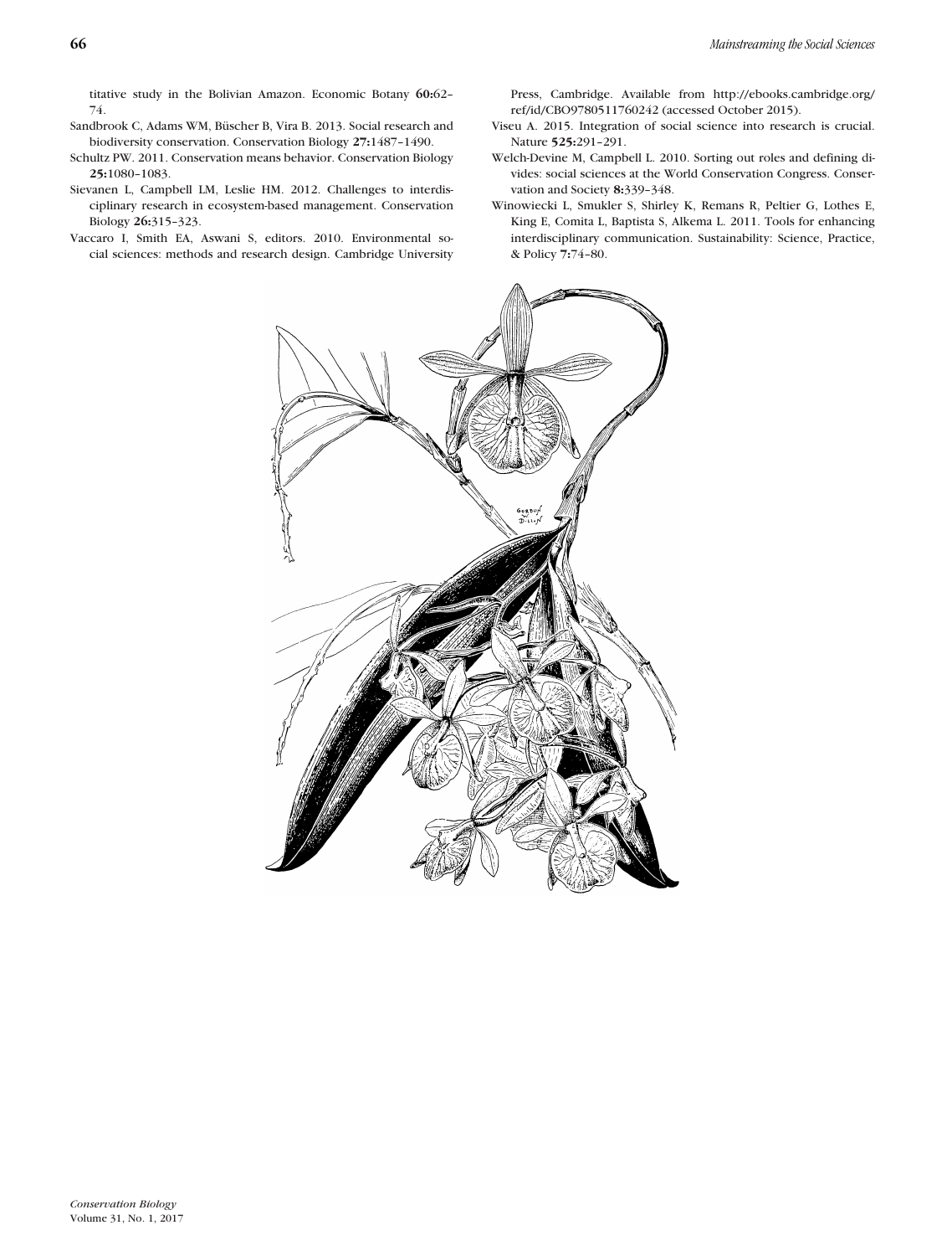titative study in the Bolivian Amazon. Economic Botany **60:**62–74.

Sandbrook C, Adams WM, Büscher B, Vira B. 2013. Social research and biodiversity conservation. Conservation Biology **27:**1487–1490.

Schultz PW. 2011. Conservation means behavior. Conservation Biology **25:**1080–1083.

Sievanen L, Campbell LM, Leslie HM. 2012. Challenges to interdisciplinary research in ecosystem-based management. Conservation Biology **26:**315–323.

Vaccaro I, Smith EA, Aswani S, editors. 2010. Environmental social sciences: methods and research design. Cambridge University Press, Cambridge. Available from http://ebooks.cambridge.org/ref/id/CBO9780511760242 (accessed October 2015).

Viseu A. 2015. Integration of social science into research is crucial. Nature **525:**291–291.

Welch-Devine M, Campbell L. 2010. Sorting out roles and defining divides: social sciences at the World Conservation Congress. Conservation and Society **8:**339–348.

Winowiecki L, Smukler S, Shirley K, Remans R, Peltier G, Lothes E, King E, Comita L, Baptista S, Alkema L. 2011. Tools for enhancing interdisciplinary communication. Sustainability: Science, Practice, & Policy **7:**74–80.